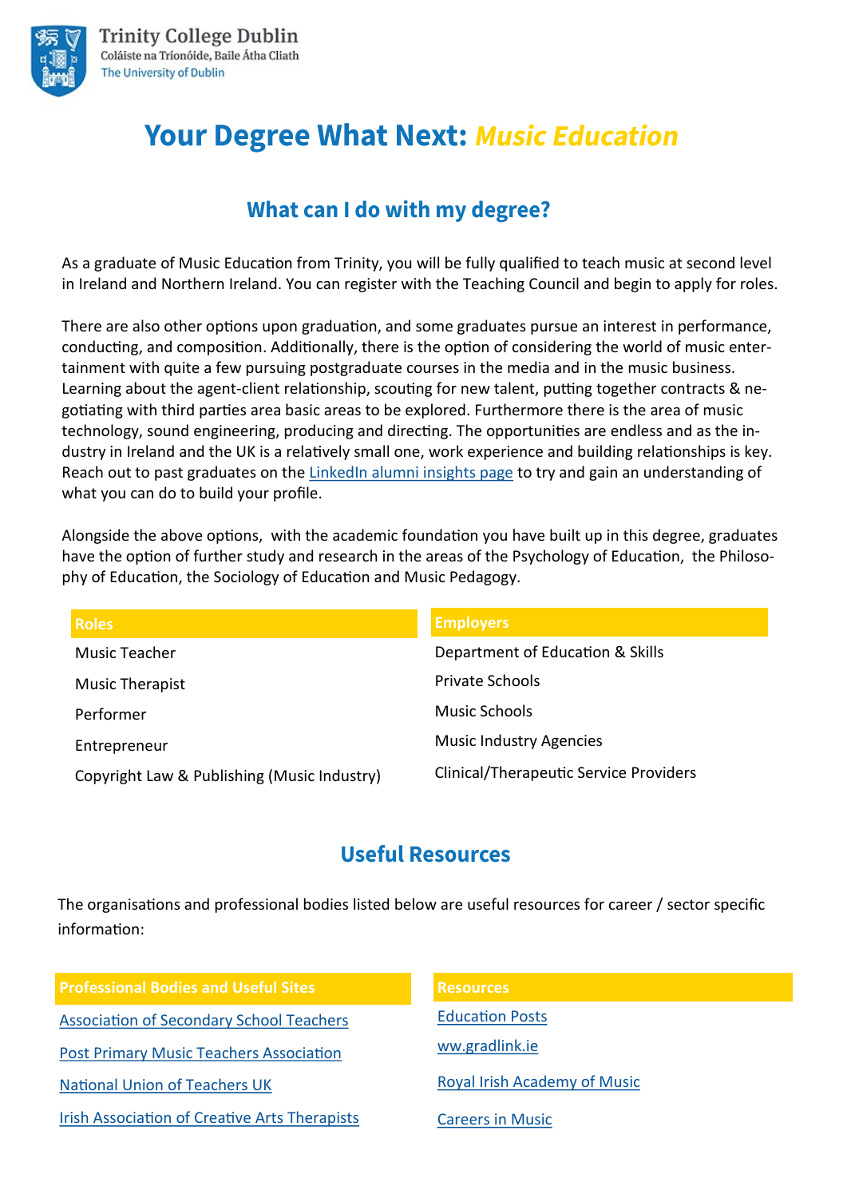Trinity College Dublin
Coláiste na Tríonóide, Baile Átha Cliath
The University of Dublin

# Your Degree What Next: *Music Education*

## What can I do with my degree?

As a graduate of Music Education from Trinity, you will be fully qualified to teach music at second level in Ireland and Northern Ireland. You can register with the Teaching Council and begin to apply for roles.

There are also other options upon graduation, and some graduates pursue an interest in performance, conducting, and composition. Additionally, there is the option of considering the world of music entertainment with quite a few pursuing postgraduate courses in the media and in the music business. Learning about the agent-client relationship, scouting for new talent, putting together contracts & negotiating with third parties area basic areas to be explored. Furthermore there is the area of music technology, sound engineering, producing and directing. The opportunities are endless and as the industry in Ireland and the UK is a relatively small one, work experience and building relationships is key. Reach out to past graduates on the LinkedIn alumni insights page to try and gain an understanding of what you can do to build your profile.

Alongside the above options, with the academic foundation you have built up in this degree, graduates have the option of further study and research in the areas of the Psychology of Education, the Philosophy of Education, the Sociology of Education and Music Pedagogy.

| Roles | Employers |
| --- | --- |
| Music Teacher | Department of Education & Skills |
| Music Therapist | Private Schools |
| Performer | Music Schools |
| Entrepreneur | Music Industry Agencies |
| Copyright Law & Publishing (Music Industry) | Clinical/Therapeutic Service Providers |

## Useful Resources

The organisations and professional bodies listed below are useful resources for career / sector specific information:

| Professional Bodies and Useful Sites | Resources |
| --- | --- |
| Association of Secondary School Teachers | Education Posts |
| Post Primary Music Teachers Association | ww.gradlink.ie |
| National Union of Teachers UK | Royal Irish Academy of Music |
| Irish Association of Creative Arts Therapists | Careers in Music |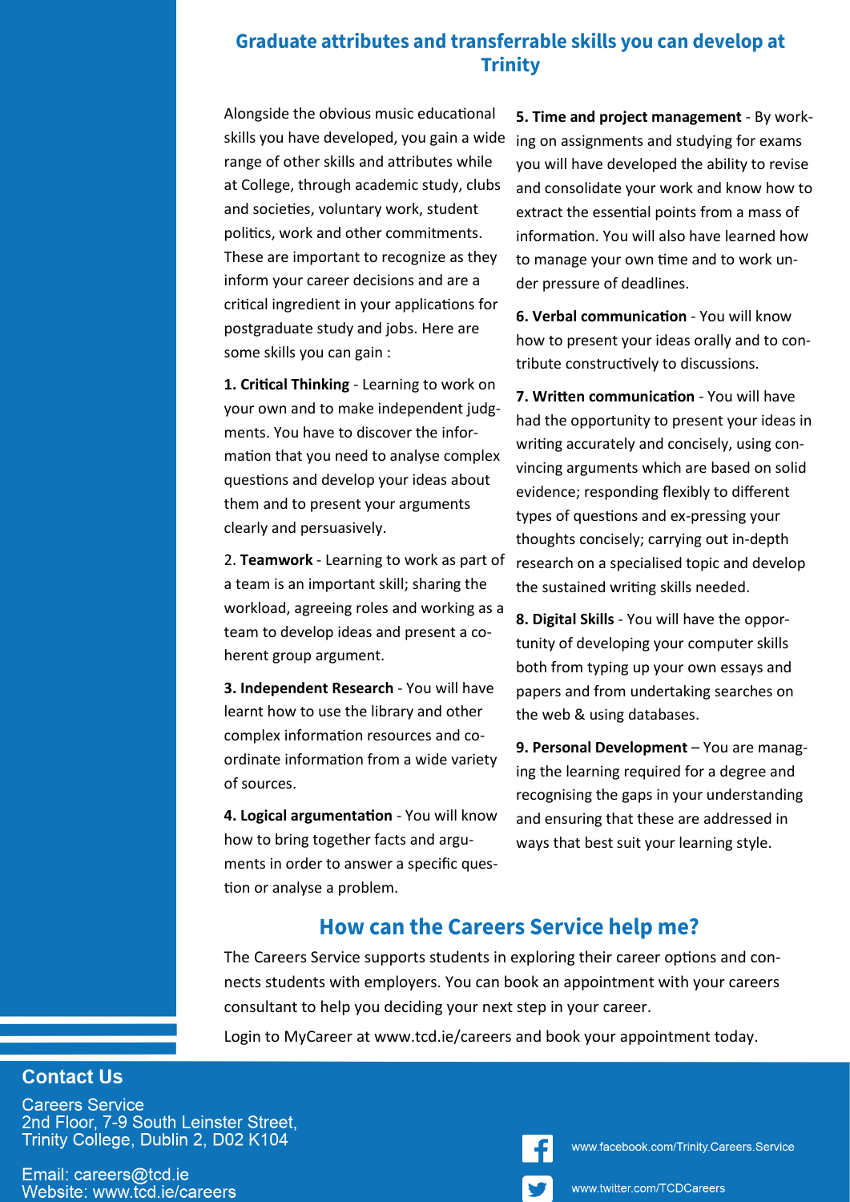## Graduate attributes and transferrable skills you can develop at Trinity

Alongside the obvious music educational skills you have developed, you gain a wide range of other skills and attributes while at College, through academic study, clubs and societies, voluntary work, student politics, work and other commitments. These are important to recognize as they inform your career decisions and are a critical ingredient in your applications for postgraduate study and jobs. Here are some skills you can gain :

**1. Critical Thinking** - Learning to work on your own and to make independent judgments. You have to discover the information that you need to analyse complex questions and develop your ideas about them and to present your arguments clearly and persuasively.

2. **Teamwork** - Learning to work as part of a team is an important skill; sharing the workload, agreeing roles and working as a team to develop ideas and present a coherent group argument.

**3. Independent Research** - You will have learnt how to use the library and other complex information resources and co-ordinate information from a wide variety of sources.

**4. Logical argumentation** - You will know how to bring together facts and arguments in order to answer a specific question or analyse a problem.

**5. Time and project management** - By working on assignments and studying for exams you will have developed the ability to revise and consolidate your work and know how to extract the essential points from a mass of information. You will also have learned how to manage your own time and to work under pressure of deadlines.

**6. Verbal communication** - You will know how to present your ideas orally and to contribute constructively to discussions.

**7. Written communication** - You will have had the opportunity to present your ideas in writing accurately and concisely, using convincing arguments which are based on solid evidence; responding flexibly to different types of questions and ex-pressing your thoughts concisely; carrying out in-depth research on a specialised topic and develop the sustained writing skills needed.

**8. Digital Skills** - You will have the opportunity of developing your computer skills both from typing up your own essays and papers and from undertaking searches on the web & using databases.

**9. Personal Development** – You are managing the learning required for a degree and recognising the gaps in your understanding and ensuring that these are addressed in ways that best suit your learning style.

## How can the Careers Service help me?

The Careers Service supports students in exploring their career options and connects students with employers. You can book an appointment with your careers consultant to help you deciding your next step in your career.

Login to MyCareer at www.tcd.ie/careers and book your appointment today.

### Contact Us

Careers Service
2nd Floor, 7-9 South Leinster Street,
Trinity College, Dublin 2, D02 K104

Email: careers@tcd.ie
Website: www.tcd.ie/careers

www.facebook.com/Trinity.Careers.Service

www.twitter.com/TCDCareers